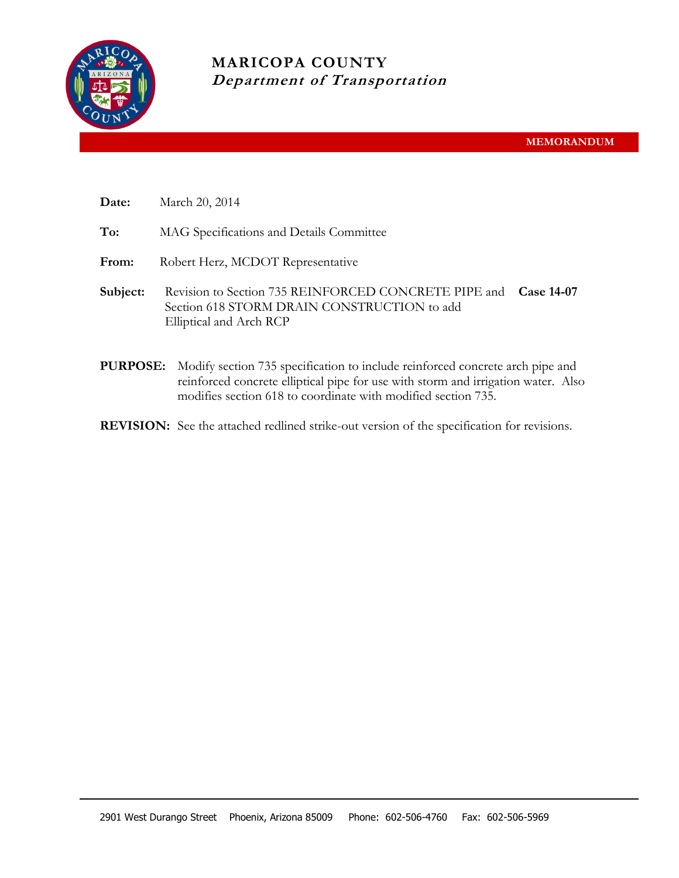# MARICOPA COUNTY
## *Department of Transportation*

**MEMORANDUM**

**Date:** March 20, 2014

**To:** MAG Specifications and Details Committee

**From:** Robert Herz, MCDOT Representative

**Subject:** Revision to Section 735 REINFORCED CONCRETE PIPE and Section 618 STORM DRAIN CONSTRUCTION to add Elliptical and Arch RCP **Case 14-07**

**PURPOSE:** Modify section 735 specification to include reinforced concrete arch pipe and reinforced concrete elliptical pipe for use with storm and irrigation water. Also modifies section 618 to coordinate with modified section 735.

**REVISION:** See the attached redlined strike-out version of the specification for revisions.

2901 West Durango Street Phoenix, Arizona 85009 Phone: 602-506-4760 Fax: 602-506-5969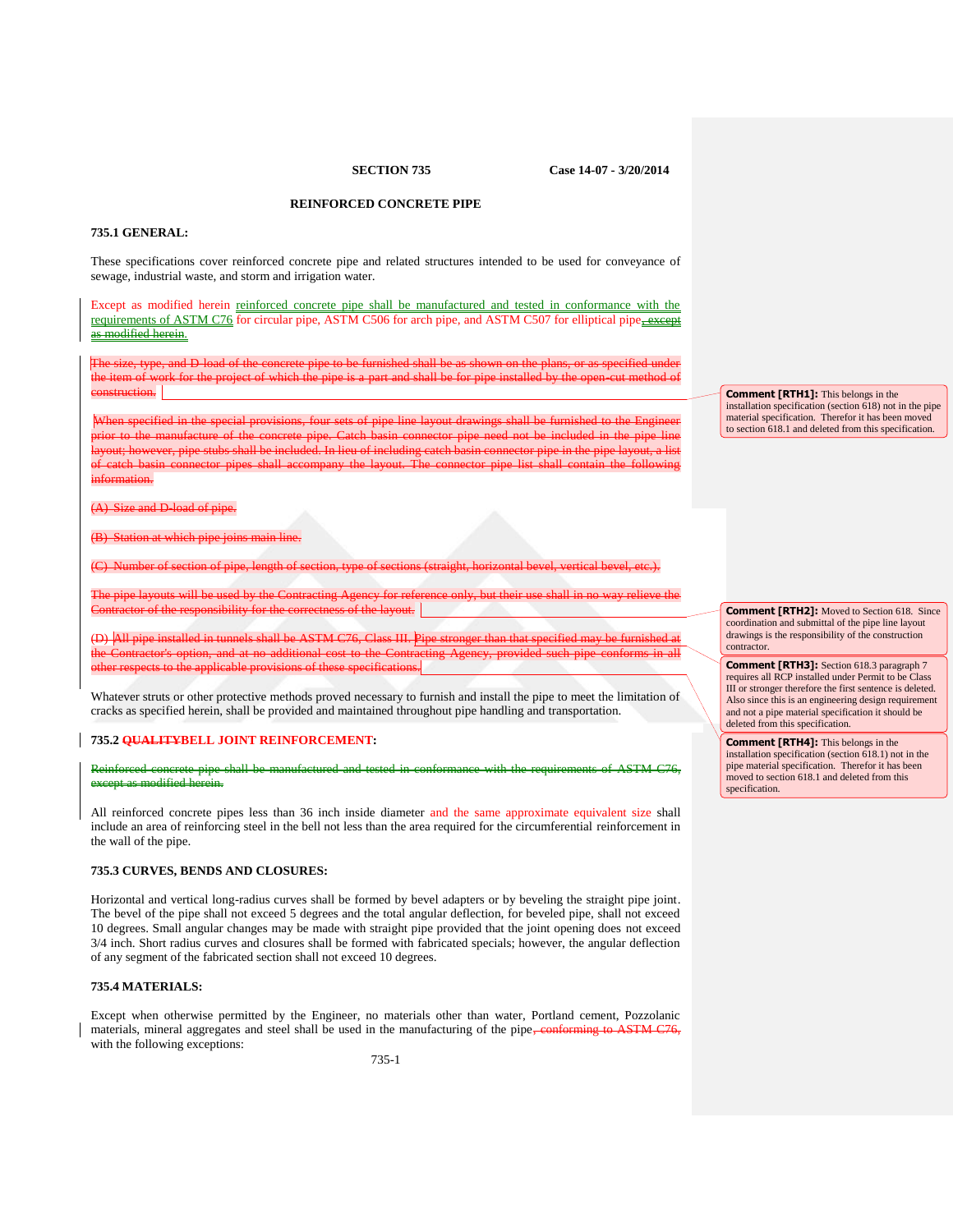**SECTION 735** **Case 14-07 - 3/20/2014**

## REINFORCED CONCRETE PIPE

### 735.1 GENERAL:

These specifications cover reinforced concrete pipe and related structures intended to be used for conveyance of sewage, industrial waste, and storm and irrigation water.

Except as modified herein reinforced concrete pipe shall be manufactured and tested in conformance with the requirements of ASTM C76 for circular pipe, ASTM C506 for arch pipe, and ASTM C507 for elliptical pipe~~, except as modified herein~~.

~~The size, type, and D-load of the concrete pipe to be furnished shall be as shown on the plans, or as specified under the item of work for the project of which the pipe is a part and shall be for pipe installed by the open-cut method of construction.~~

~~When specified in the special provisions, four sets of pipe line layout drawings shall be furnished to the Engineer prior to the manufacture of the concrete pipe. Catch basin connector pipe need not be included in the pipe line layout; however, pipe stubs shall be included. In lieu of including catch basin connector pipe in the pipe layout, a list of catch basin connector pipes shall accompany the layout. The connector pipe list shall contain the following information.~~

~~(A) Size and D-load of pipe.~~

~~(B) Station at which pipe joins main line.~~

~~(C) Number of section of pipe, length of section, type of sections (straight, horizontal bevel, vertical bevel, etc.).~~

~~The pipe layouts will be used by the Contracting Agency for reference only, but their use shall in no way relieve the Contractor of the responsibility for the correctness of the layout.~~

~~(D) All pipe installed in tunnels shall be ASTM C76, Class III. Pipe stronger than that specified may be furnished at the Contractor's option, and at no additional cost to the Contracting Agency, provided such pipe conforms in all other respects to the applicable provisions of these specifications.~~

Whatever struts or other protective methods proved necessary to furnish and install the pipe to meet the limitation of cracks as specified herein, shall be provided and maintained throughout pipe handling and transportation.

### 735.2 ~~QUALITY~~BELL JOINT REINFORCEMENT:

~~Reinforced concrete pipe shall be manufactured and tested in conformance with the requirements of ASTM C76, except as modified herein.~~

All reinforced concrete pipes less than 36 inch inside diameter and the same approximate equivalent size shall include an area of reinforcing steel in the bell not less than the area required for the circumferential reinforcement in the wall of the pipe.

### 735.3 CURVES, BENDS AND CLOSURES:

Horizontal and vertical long-radius curves shall be formed by bevel adapters or by beveling the straight pipe joint. The bevel of the pipe shall not exceed 5 degrees and the total angular deflection, for beveled pipe, shall not exceed 10 degrees. Small angular changes may be made with straight pipe provided that the joint opening does not exceed 3/4 inch. Short radius curves and closures shall be formed with fabricated specials; however, the angular deflection of any segment of the fabricated section shall not exceed 10 degrees.

### 735.4 MATERIALS:

Except when otherwise permitted by the Engineer, no materials other than water, Portland cement, Pozzolanic materials, mineral aggregates and steel shall be used in the manufacturing of the pipe~~, conforming to ASTM C76,~~ with the following exceptions:

---

**Comment [RTH1]:** This belongs in the installation specification (section 618) not in the pipe material specification. Therefor it has been moved to section 618.1 and deleted from this specification.

**Comment [RTH2]:** Moved to Section 618. Since coordination and submittal of the pipe line layout drawings is the responsibility of the construction contractor.

**Comment [RTH3]:** Section 618.3 paragraph 7 requires all RCP installed under Permit to be Class III or stronger therefore the first sentence is deleted. Also since this is an engineering design requirement and not a pipe material specification it should be deleted from this specification.

**Comment [RTH4]:** This belongs in the installation specification (section 618.1) not in the pipe material specification. Therefor it has been moved to section 618.1 and deleted from this specification.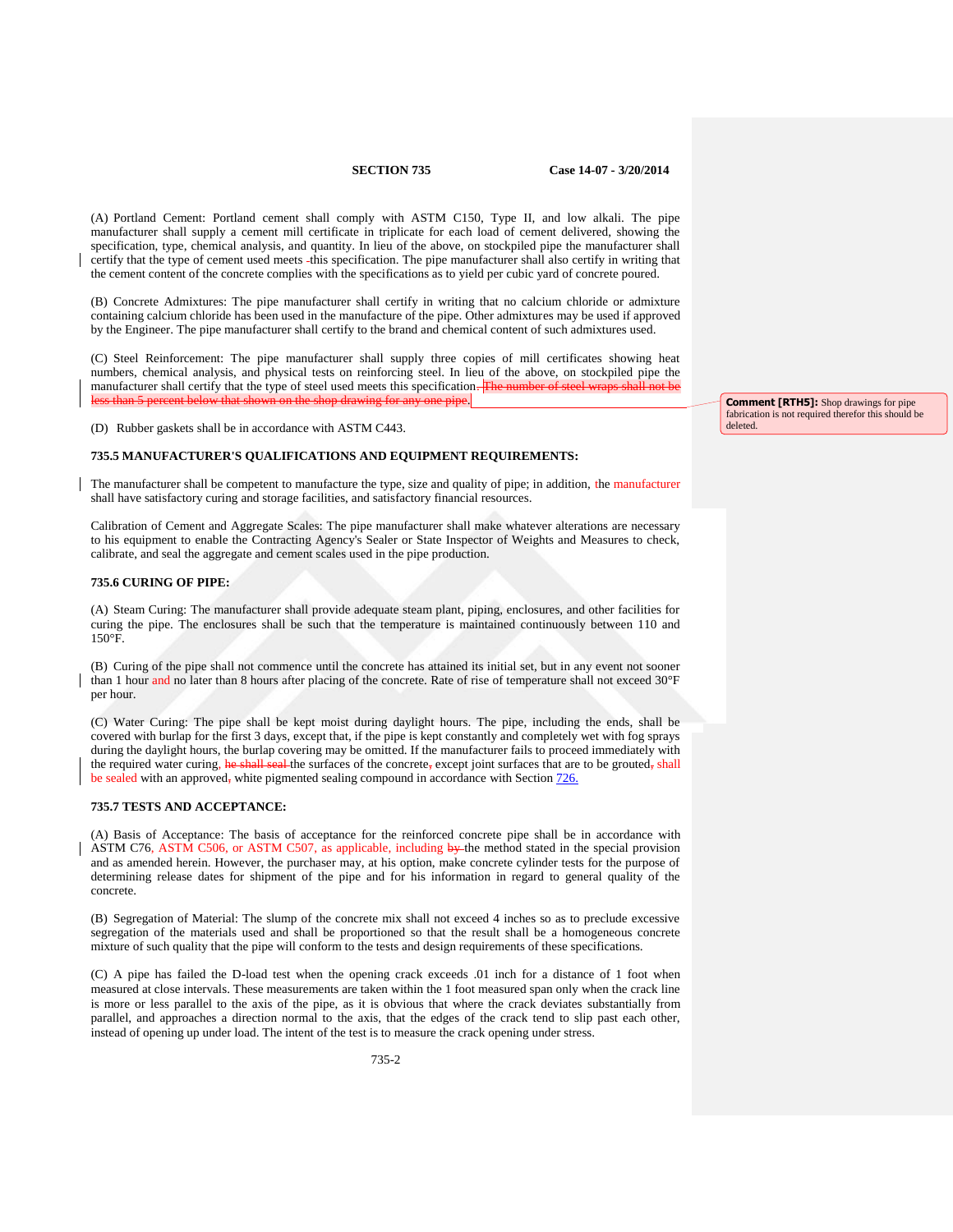(A) Portland Cement: Portland cement shall comply with ASTM C150, Type II, and low alkali. The pipe manufacturer shall supply a cement mill certificate in triplicate for each load of cement delivered, showing the specification, type, chemical analysis, and quantity. In lieu of the above, on stockpiled pipe the manufacturer shall certify that the type of cement used meets -this specification. The pipe manufacturer shall also certify in writing that the cement content of the concrete complies with the specifications as to yield per cubic yard of concrete poured.

(B) Concrete Admixtures: The pipe manufacturer shall certify in writing that no calcium chloride or admixture containing calcium chloride has been used in the manufacture of the pipe. Other admixtures may be used if approved by the Engineer. The pipe manufacturer shall certify to the brand and chemical content of such admixtures used.

(C) Steel Reinforcement: The pipe manufacturer shall supply three copies of mill certificates showing heat numbers, chemical analysis, and physical tests on reinforcing steel. In lieu of the above, on stockpiled pipe the manufacturer shall certify that the type of steel used meets this specification. ~~The number of steel wraps shall not be less than 5 percent below that shown on the shop drawing for any one pipe.~~

**Comment [RTH5]:** Shop drawings for pipe fabrication is not required therefor this should be deleted.

(D) Rubber gaskets shall be in accordance with ASTM C443.

**735.5 MANUFACTURER'S QUALIFICATIONS AND EQUIPMENT REQUIREMENTS:**

The manufacturer shall be competent to manufacture the type, size and quality of pipe; in addition, the manufacturer shall have satisfactory curing and storage facilities, and satisfactory financial resources.

Calibration of Cement and Aggregate Scales: The pipe manufacturer shall make whatever alterations are necessary to his equipment to enable the Contracting Agency's Sealer or State Inspector of Weights and Measures to check, calibrate, and seal the aggregate and cement scales used in the pipe production.

**735.6 CURING OF PIPE:**

(A) Steam Curing: The manufacturer shall provide adequate steam plant, piping, enclosures, and other facilities for curing the pipe. The enclosures shall be such that the temperature is maintained continuously between 110 and 150°F.

(B) Curing of the pipe shall not commence until the concrete has attained its initial set, but in any event not sooner than 1 hour and no later than 8 hours after placing of the concrete. Rate of rise of temperature shall not exceed 30°F per hour.

(C) Water Curing: The pipe shall be kept moist during daylight hours. The pipe, including the ends, shall be covered with burlap for the first 3 days, except that, if the pipe is kept constantly and completely wet with fog sprays during the daylight hours, the burlap covering may be omitted. If the manufacturer fails to proceed immediately with the required water curing, ~~he shall seal~~ the surfaces of the concrete~~,~~ except joint surfaces that are to be grouted~~,~~ shall be sealed with an approved~~,~~ white pigmented sealing compound in accordance with Section 726.

**735.7 TESTS AND ACCEPTANCE:**

(A) Basis of Acceptance: The basis of acceptance for the reinforced concrete pipe shall be in accordance with ASTM C76, ASTM C506, or ASTM C507, as applicable, including ~~by~~ the method stated in the special provision and as amended herein. However, the purchaser may, at his option, make concrete cylinder tests for the purpose of determining release dates for shipment of the pipe and for his information in regard to general quality of the concrete.

(B) Segregation of Material: The slump of the concrete mix shall not exceed 4 inches so as to preclude excessive segregation of the materials used and shall be proportioned so that the result shall be a homogeneous concrete mixture of such quality that the pipe will conform to the tests and design requirements of these specifications.

(C) A pipe has failed the D-load test when the opening crack exceeds .01 inch for a distance of 1 foot when measured at close intervals. These measurements are taken within the 1 foot measured span only when the crack line is more or less parallel to the axis of the pipe, as it is obvious that where the crack deviates substantially from parallel, and approaches a direction normal to the axis, that the edges of the crack tend to slip past each other, instead of opening up under load. The intent of the test is to measure the crack opening under stress.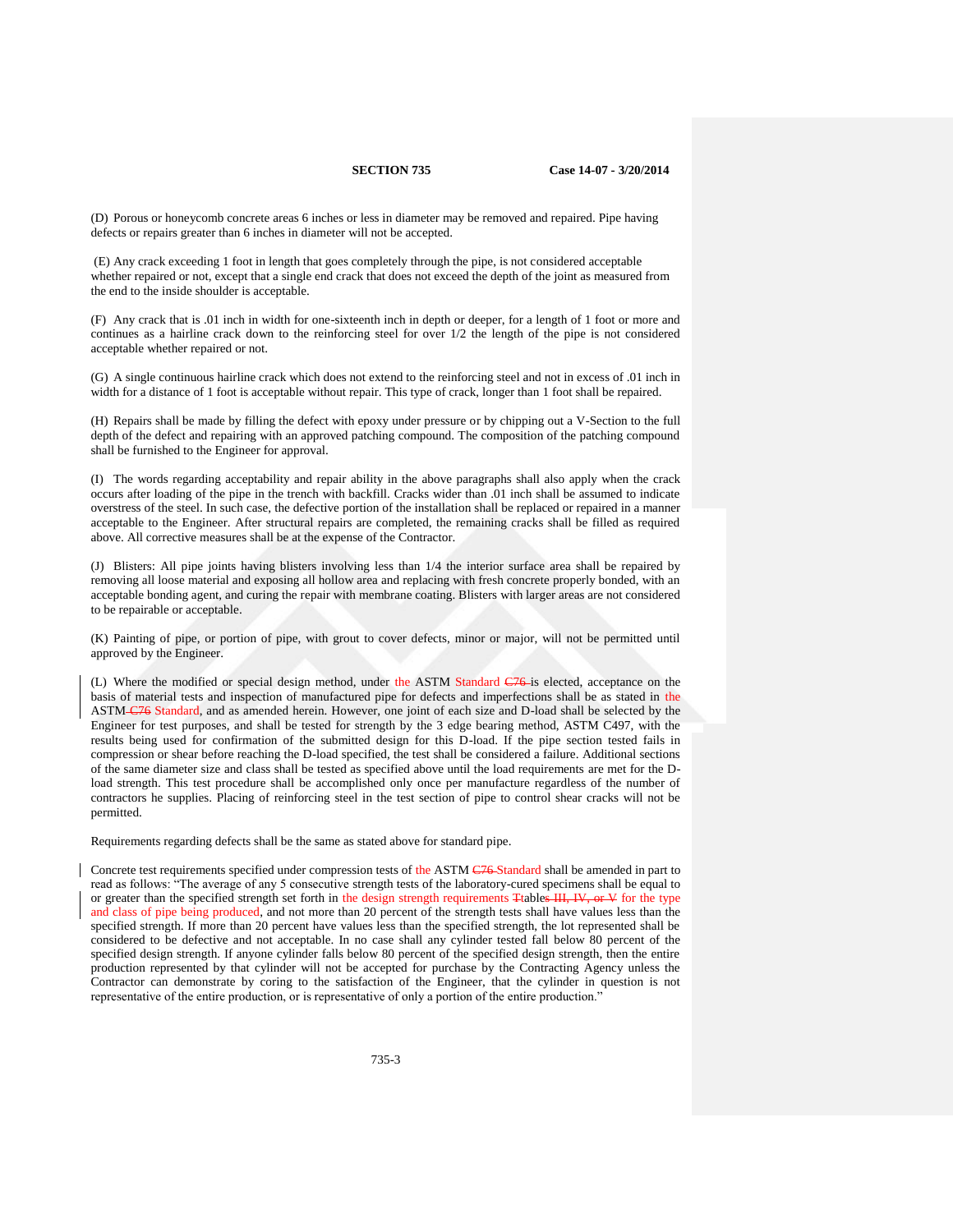(D) Porous or honeycomb concrete areas 6 inches or less in diameter may be removed and repaired. Pipe having defects or repairs greater than 6 inches in diameter will not be accepted.

(E) Any crack exceeding 1 foot in length that goes completely through the pipe, is not considered acceptable whether repaired or not, except that a single end crack that does not exceed the depth of the joint as measured from the end to the inside shoulder is acceptable.

(F) Any crack that is .01 inch in width for one-sixteenth inch in depth or deeper, for a length of 1 foot or more and continues as a hairline crack down to the reinforcing steel for over 1/2 the length of the pipe is not considered acceptable whether repaired or not.

(G) A single continuous hairline crack which does not extend to the reinforcing steel and not in excess of .01 inch in width for a distance of 1 foot is acceptable without repair. This type of crack, longer than 1 foot shall be repaired.

(H) Repairs shall be made by filling the defect with epoxy under pressure or by chipping out a V-Section to the full depth of the defect and repairing with an approved patching compound. The composition of the patching compound shall be furnished to the Engineer for approval.

(I) The words regarding acceptability and repair ability in the above paragraphs shall also apply when the crack occurs after loading of the pipe in the trench with backfill. Cracks wider than .01 inch shall be assumed to indicate overstress of the steel. In such case, the defective portion of the installation shall be replaced or repaired in a manner acceptable to the Engineer. After structural repairs are completed, the remaining cracks shall be filled as required above. All corrective measures shall be at the expense of the Contractor.

(J) Blisters: All pipe joints having blisters involving less than 1/4 the interior surface area shall be repaired by removing all loose material and exposing all hollow area and replacing with fresh concrete properly bonded, with an acceptable bonding agent, and curing the repair with membrane coating. Blisters with larger areas are not considered to be repairable or acceptable.

(K) Painting of pipe, or portion of pipe, with grout to cover defects, minor or major, will not be permitted until approved by the Engineer.

(L) Where the modified or special design method, under the ASTM Standard ~~C76~~ is elected, acceptance on the basis of material tests and inspection of manufactured pipe for defects and imperfections shall be as stated in the ASTM ~~C76~~ Standard, and as amended herein. However, one joint of each size and D-load shall be selected by the Engineer for test purposes, and shall be tested for strength by the 3 edge bearing method, ASTM C497, with the results being used for confirmation of the submitted design for this D-load. If the pipe section tested fails in compression or shear before reaching the D-load specified, the test shall be considered a failure. Additional sections of the same diameter size and class shall be tested as specified above until the load requirements are met for the D-load strength. This test procedure shall be accomplished only once per manufacture regardless of the number of contractors he supplies. Placing of reinforcing steel in the test section of pipe to control shear cracks will not be permitted.

Requirements regarding defects shall be the same as stated above for standard pipe.

Concrete test requirements specified under compression tests of the ASTM ~~C76~~ Standard shall be amended in part to read as follows: "The average of any 5 consecutive strength tests of the laboratory-cured specimens shall be equal to or greater than the specified strength set forth in the design strength requirements ~~T~~table~~s III, IV, or V~~ for the type and class of pipe being produced, and not more than 20 percent of the strength tests shall have values less than the specified strength. If more than 20 percent have values less than the specified strength, the lot represented shall be considered to be defective and not acceptable. In no case shall any cylinder tested fall below 80 percent of the specified design strength. If anyone cylinder falls below 80 percent of the specified design strength, then the entire production represented by that cylinder will not be accepted for purchase by the Contracting Agency unless the Contractor can demonstrate by coring to the satisfaction of the Engineer, that the cylinder in question is not representative of the entire production, or is representative of only a portion of the entire production."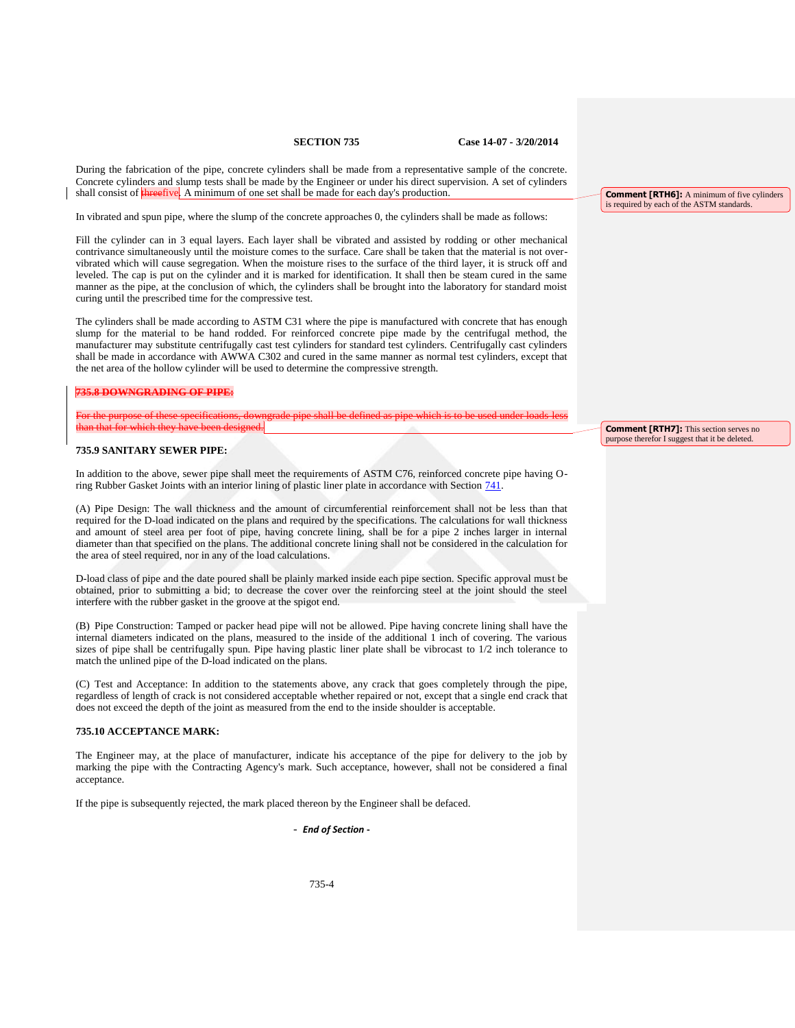During the fabrication of the pipe, concrete cylinders shall be made from a representative sample of the concrete. Concrete cylinders and slump tests shall be made by the Engineer or under his direct supervision. A set of cylinders shall consist of ~~three~~five. A minimum of one set shall be made for each day's production.

> **Comment [RTH6]:** A minimum of five cylinders is required by each of the ASTM standards.

In vibrated and spun pipe, where the slump of the concrete approaches 0, the cylinders shall be made as follows:

Fill the cylinder can in 3 equal layers. Each layer shall be vibrated and assisted by rodding or other mechanical contrivance simultaneously until the moisture comes to the surface. Care shall be taken that the material is not over-vibrated which will cause segregation. When the moisture rises to the surface of the third layer, it is struck off and leveled. The cap is put on the cylinder and it is marked for identification. It shall then be steam cured in the same manner as the pipe, at the conclusion of which, the cylinders shall be brought into the laboratory for standard moist curing until the prescribed time for the compressive test.

The cylinders shall be made according to ASTM C31 where the pipe is manufactured with concrete that has enough slump for the material to be hand rodded. For reinforced concrete pipe made by the centrifugal method, the manufacturer may substitute centrifugally cast test cylinders for standard test cylinders. Centrifugally cast cylinders shall be made in accordance with AWWA C302 and cured in the same manner as normal test cylinders, except that the net area of the hollow cylinder will be used to determine the compressive strength.

~~**735.8 DOWNGRADING OF PIPE:**~~

~~For the purpose of these specifications, downgrade pipe shall be defined as pipe which is to be used under loads less than that for which they have been designed.~~

> **Comment [RTH7]:** This section serves no purpose therefor I suggest that it be deleted.

**735.9 SANITARY SEWER PIPE:**

In addition to the above, sewer pipe shall meet the requirements of ASTM C76, reinforced concrete pipe having O-ring Rubber Gasket Joints with an interior lining of plastic liner plate in accordance with Section 741.

(A) Pipe Design: The wall thickness and the amount of circumferential reinforcement shall not be less than that required for the D-load indicated on the plans and required by the specifications. The calculations for wall thickness and amount of steel area per foot of pipe, having concrete lining, shall be for a pipe 2 inches larger in internal diameter than that specified on the plans. The additional concrete lining shall not be considered in the calculation for the area of steel required, nor in any of the load calculations.

D-load class of pipe and the date poured shall be plainly marked inside each pipe section. Specific approval must be obtained, prior to submitting a bid; to decrease the cover over the reinforcing steel at the joint should the steel interfere with the rubber gasket in the groove at the spigot end.

(B) Pipe Construction: Tamped or packer head pipe will not be allowed. Pipe having concrete lining shall have the internal diameters indicated on the plans, measured to the inside of the additional 1 inch of covering. The various sizes of pipe shall be centrifugally spun. Pipe having plastic liner plate shall be vibrocast to 1/2 inch tolerance to match the unlined pipe of the D-load indicated on the plans.

(C) Test and Acceptance: In addition to the statements above, any crack that goes completely through the pipe, regardless of length of crack is not considered acceptable whether repaired or not, except that a single end crack that does not exceed the depth of the joint as measured from the end to the inside shoulder is acceptable.

**735.10 ACCEPTANCE MARK:**

The Engineer may, at the place of manufacturer, indicate his acceptance of the pipe for delivery to the job by marking the pipe with the Contracting Agency's mark. Such acceptance, however, shall not be considered a final acceptance.

If the pipe is subsequently rejected, the mark placed thereon by the Engineer shall be defaced.

\- ***End of Section*** -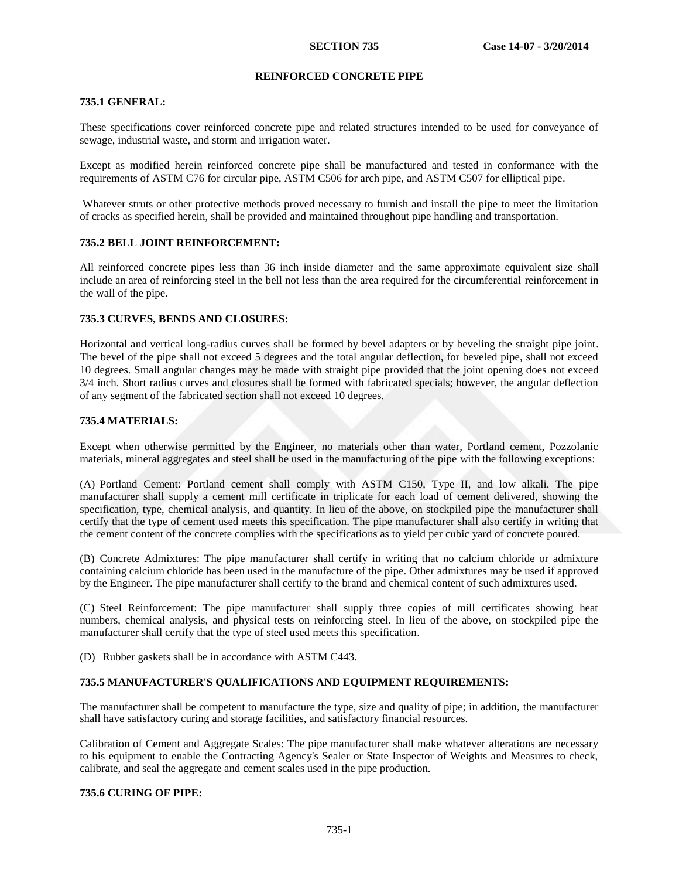# SECTION 735

# REINFORCED CONCRETE PIPE

## 735.1 GENERAL:

These specifications cover reinforced concrete pipe and related structures intended to be used for conveyance of sewage, industrial waste, and storm and irrigation water.

Except as modified herein reinforced concrete pipe shall be manufactured and tested in conformance with the requirements of ASTM C76 for circular pipe, ASTM C506 for arch pipe, and ASTM C507 for elliptical pipe.

Whatever struts or other protective methods proved necessary to furnish and install the pipe to meet the limitation of cracks as specified herein, shall be provided and maintained throughout pipe handling and transportation.

## 735.2 BELL JOINT REINFORCEMENT:

All reinforced concrete pipes less than 36 inch inside diameter and the same approximate equivalent size shall include an area of reinforcing steel in the bell not less than the area required for the circumferential reinforcement in the wall of the pipe.

## 735.3 CURVES, BENDS AND CLOSURES:

Horizontal and vertical long-radius curves shall be formed by bevel adapters or by beveling the straight pipe joint. The bevel of the pipe shall not exceed 5 degrees and the total angular deflection, for beveled pipe, shall not exceed 10 degrees. Small angular changes may be made with straight pipe provided that the joint opening does not exceed 3/4 inch. Short radius curves and closures shall be formed with fabricated specials; however, the angular deflection of any segment of the fabricated section shall not exceed 10 degrees.

## 735.4 MATERIALS:

Except when otherwise permitted by the Engineer, no materials other than water, Portland cement, Pozzolanic materials, mineral aggregates and steel shall be used in the manufacturing of the pipe with the following exceptions:

(A) Portland Cement: Portland cement shall comply with ASTM C150, Type II, and low alkali. The pipe manufacturer shall supply a cement mill certificate in triplicate for each load of cement delivered, showing the specification, type, chemical analysis, and quantity. In lieu of the above, on stockpiled pipe the manufacturer shall certify that the type of cement used meets this specification. The pipe manufacturer shall also certify in writing that the cement content of the concrete complies with the specifications as to yield per cubic yard of concrete poured.

(B) Concrete Admixtures: The pipe manufacturer shall certify in writing that no calcium chloride or admixture containing calcium chloride has been used in the manufacture of the pipe. Other admixtures may be used if approved by the Engineer. The pipe manufacturer shall certify to the brand and chemical content of such admixtures used.

(C) Steel Reinforcement: The pipe manufacturer shall supply three copies of mill certificates showing heat numbers, chemical analysis, and physical tests on reinforcing steel. In lieu of the above, on stockpiled pipe the manufacturer shall certify that the type of steel used meets this specification.

(D) Rubber gaskets shall be in accordance with ASTM C443.

## 735.5 MANUFACTURER'S QUALIFICATIONS AND EQUIPMENT REQUIREMENTS:

The manufacturer shall be competent to manufacture the type, size and quality of pipe; in addition, the manufacturer shall have satisfactory curing and storage facilities, and satisfactory financial resources.

Calibration of Cement and Aggregate Scales: The pipe manufacturer shall make whatever alterations are necessary to his equipment to enable the Contracting Agency's Sealer or State Inspector of Weights and Measures to check, calibrate, and seal the aggregate and cement scales used in the pipe production.

## 735.6 CURING OF PIPE: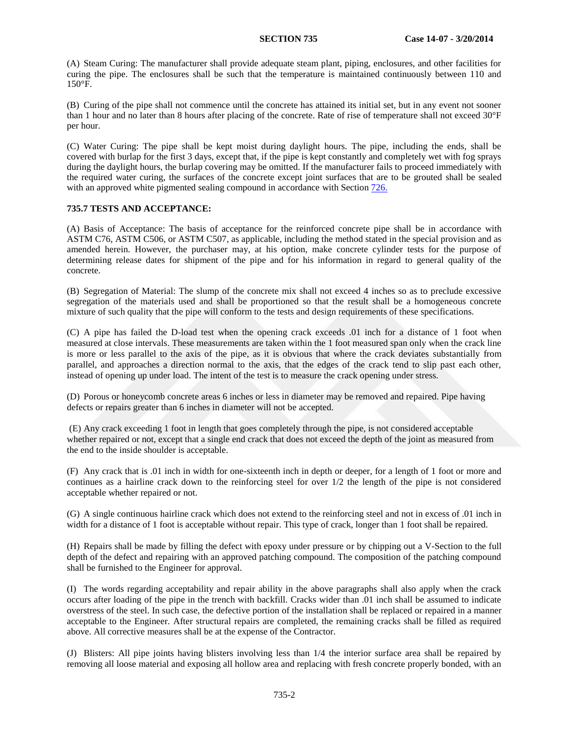(A) Steam Curing: The manufacturer shall provide adequate steam plant, piping, enclosures, and other facilities for curing the pipe. The enclosures shall be such that the temperature is maintained continuously between 110 and 150°F.

(B) Curing of the pipe shall not commence until the concrete has attained its initial set, but in any event not sooner than 1 hour and no later than 8 hours after placing of the concrete. Rate of rise of temperature shall not exceed 30°F per hour.

(C) Water Curing: The pipe shall be kept moist during daylight hours. The pipe, including the ends, shall be covered with burlap for the first 3 days, except that, if the pipe is kept constantly and completely wet with fog sprays during the daylight hours, the burlap covering may be omitted. If the manufacturer fails to proceed immediately with the required water curing, the surfaces of the concrete except joint surfaces that are to be grouted shall be sealed with an approved white pigmented sealing compound in accordance with Section 726.

**735.7 TESTS AND ACCEPTANCE:**

(A) Basis of Acceptance: The basis of acceptance for the reinforced concrete pipe shall be in accordance with ASTM C76, ASTM C506, or ASTM C507, as applicable, including the method stated in the special provision and as amended herein. However, the purchaser may, at his option, make concrete cylinder tests for the purpose of determining release dates for shipment of the pipe and for his information in regard to general quality of the concrete.

(B) Segregation of Material: The slump of the concrete mix shall not exceed 4 inches so as to preclude excessive segregation of the materials used and shall be proportioned so that the result shall be a homogeneous concrete mixture of such quality that the pipe will conform to the tests and design requirements of these specifications.

(C) A pipe has failed the D-load test when the opening crack exceeds .01 inch for a distance of 1 foot when measured at close intervals. These measurements are taken within the 1 foot measured span only when the crack line is more or less parallel to the axis of the pipe, as it is obvious that where the crack deviates substantially from parallel, and approaches a direction normal to the axis, that the edges of the crack tend to slip past each other, instead of opening up under load. The intent of the test is to measure the crack opening under stress.

(D) Porous or honeycomb concrete areas 6 inches or less in diameter may be removed and repaired. Pipe having defects or repairs greater than 6 inches in diameter will not be accepted.

(E) Any crack exceeding 1 foot in length that goes completely through the pipe, is not considered acceptable whether repaired or not, except that a single end crack that does not exceed the depth of the joint as measured from the end to the inside shoulder is acceptable.

(F) Any crack that is .01 inch in width for one-sixteenth inch in depth or deeper, for a length of 1 foot or more and continues as a hairline crack down to the reinforcing steel for over 1/2 the length of the pipe is not considered acceptable whether repaired or not.

(G) A single continuous hairline crack which does not extend to the reinforcing steel and not in excess of .01 inch in width for a distance of 1 foot is acceptable without repair. This type of crack, longer than 1 foot shall be repaired.

(H) Repairs shall be made by filling the defect with epoxy under pressure or by chipping out a V-Section to the full depth of the defect and repairing with an approved patching compound. The composition of the patching compound shall be furnished to the Engineer for approval.

(I) The words regarding acceptability and repair ability in the above paragraphs shall also apply when the crack occurs after loading of the pipe in the trench with backfill. Cracks wider than .01 inch shall be assumed to indicate overstress of the steel. In such case, the defective portion of the installation shall be replaced or repaired in a manner acceptable to the Engineer. After structural repairs are completed, the remaining cracks shall be filled as required above. All corrective measures shall be at the expense of the Contractor.

(J) Blisters: All pipe joints having blisters involving less than 1/4 the interior surface area shall be repaired by removing all loose material and exposing all hollow area and replacing with fresh concrete properly bonded, with an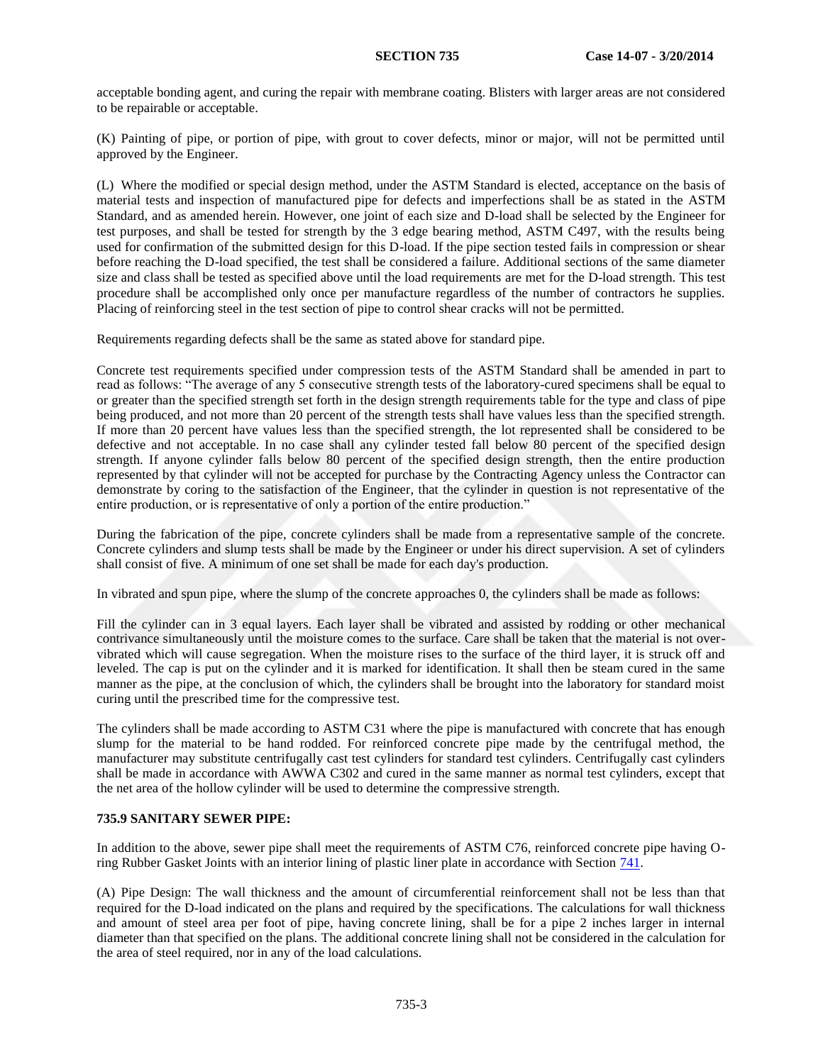acceptable bonding agent, and curing the repair with membrane coating. Blisters with larger areas are not considered to be repairable or acceptable.

(K) Painting of pipe, or portion of pipe, with grout to cover defects, minor or major, will not be permitted until approved by the Engineer.

(L) Where the modified or special design method, under the ASTM Standard is elected, acceptance on the basis of material tests and inspection of manufactured pipe for defects and imperfections shall be as stated in the ASTM Standard, and as amended herein. However, one joint of each size and D-load shall be selected by the Engineer for test purposes, and shall be tested for strength by the 3 edge bearing method, ASTM C497, with the results being used for confirmation of the submitted design for this D-load. If the pipe section tested fails in compression or shear before reaching the D-load specified, the test shall be considered a failure. Additional sections of the same diameter size and class shall be tested as specified above until the load requirements are met for the D-load strength. This test procedure shall be accomplished only once per manufacture regardless of the number of contractors he supplies. Placing of reinforcing steel in the test section of pipe to control shear cracks will not be permitted.

Requirements regarding defects shall be the same as stated above for standard pipe.

Concrete test requirements specified under compression tests of the ASTM Standard shall be amended in part to read as follows: "The average of any 5 consecutive strength tests of the laboratory-cured specimens shall be equal to or greater than the specified strength set forth in the design strength requirements table for the type and class of pipe being produced, and not more than 20 percent of the strength tests shall have values less than the specified strength. If more than 20 percent have values less than the specified strength, the lot represented shall be considered to be defective and not acceptable. In no case shall any cylinder tested fall below 80 percent of the specified design strength. If anyone cylinder falls below 80 percent of the specified design strength, then the entire production represented by that cylinder will not be accepted for purchase by the Contracting Agency unless the Contractor can demonstrate by coring to the satisfaction of the Engineer, that the cylinder in question is not representative of the entire production, or is representative of only a portion of the entire production."

During the fabrication of the pipe, concrete cylinders shall be made from a representative sample of the concrete. Concrete cylinders and slump tests shall be made by the Engineer or under his direct supervision. A set of cylinders shall consist of five. A minimum of one set shall be made for each day's production.

In vibrated and spun pipe, where the slump of the concrete approaches 0, the cylinders shall be made as follows:

Fill the cylinder can in 3 equal layers. Each layer shall be vibrated and assisted by rodding or other mechanical contrivance simultaneously until the moisture comes to the surface. Care shall be taken that the material is not over-vibrated which will cause segregation. When the moisture rises to the surface of the third layer, it is struck off and leveled. The cap is put on the cylinder and it is marked for identification. It shall then be steam cured in the same manner as the pipe, at the conclusion of which, the cylinders shall be brought into the laboratory for standard moist curing until the prescribed time for the compressive test.

The cylinders shall be made according to ASTM C31 where the pipe is manufactured with concrete that has enough slump for the material to be hand rodded. For reinforced concrete pipe made by the centrifugal method, the manufacturer may substitute centrifugally cast test cylinders for standard test cylinders. Centrifugally cast cylinders shall be made in accordance with AWWA C302 and cured in the same manner as normal test cylinders, except that the net area of the hollow cylinder will be used to determine the compressive strength.

## 735.9 SANITARY SEWER PIPE:

In addition to the above, sewer pipe shall meet the requirements of ASTM C76, reinforced concrete pipe having O-ring Rubber Gasket Joints with an interior lining of plastic liner plate in accordance with Section 741.

(A) Pipe Design: The wall thickness and the amount of circumferential reinforcement shall not be less than that required for the D-load indicated on the plans and required by the specifications. The calculations for wall thickness and amount of steel area per foot of pipe, having concrete lining, shall be for a pipe 2 inches larger in internal diameter than that specified on the plans. The additional concrete lining shall not be considered in the calculation for the area of steel required, nor in any of the load calculations.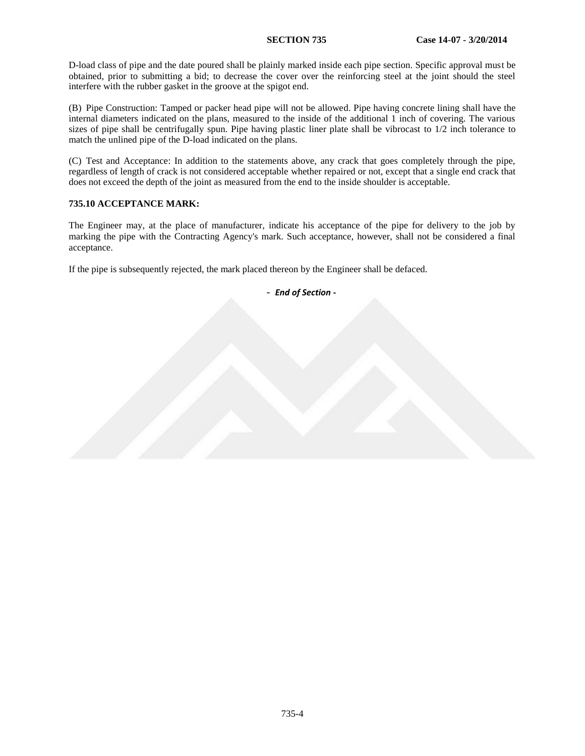D-load class of pipe and the date poured shall be plainly marked inside each pipe section. Specific approval must be obtained, prior to submitting a bid; to decrease the cover over the reinforcing steel at the joint should the steel interfere with the rubber gasket in the groove at the spigot end.

(B) Pipe Construction: Tamped or packer head pipe will not be allowed. Pipe having concrete lining shall have the internal diameters indicated on the plans, measured to the inside of the additional 1 inch of covering. The various sizes of pipe shall be centrifugally spun. Pipe having plastic liner plate shall be vibrocast to 1/2 inch tolerance to match the unlined pipe of the D-load indicated on the plans.

(C) Test and Acceptance: In addition to the statements above, any crack that goes completely through the pipe, regardless of length of crack is not considered acceptable whether repaired or not, except that a single end crack that does not exceed the depth of the joint as measured from the end to the inside shoulder is acceptable.

## 735.10 ACCEPTANCE MARK:

The Engineer may, at the place of manufacturer, indicate his acceptance of the pipe for delivery to the job by marking the pipe with the Contracting Agency's mark. Such acceptance, however, shall not be considered a final acceptance.

If the pipe is subsequently rejected, the mark placed thereon by the Engineer shall be defaced.

- ***End of Section*** -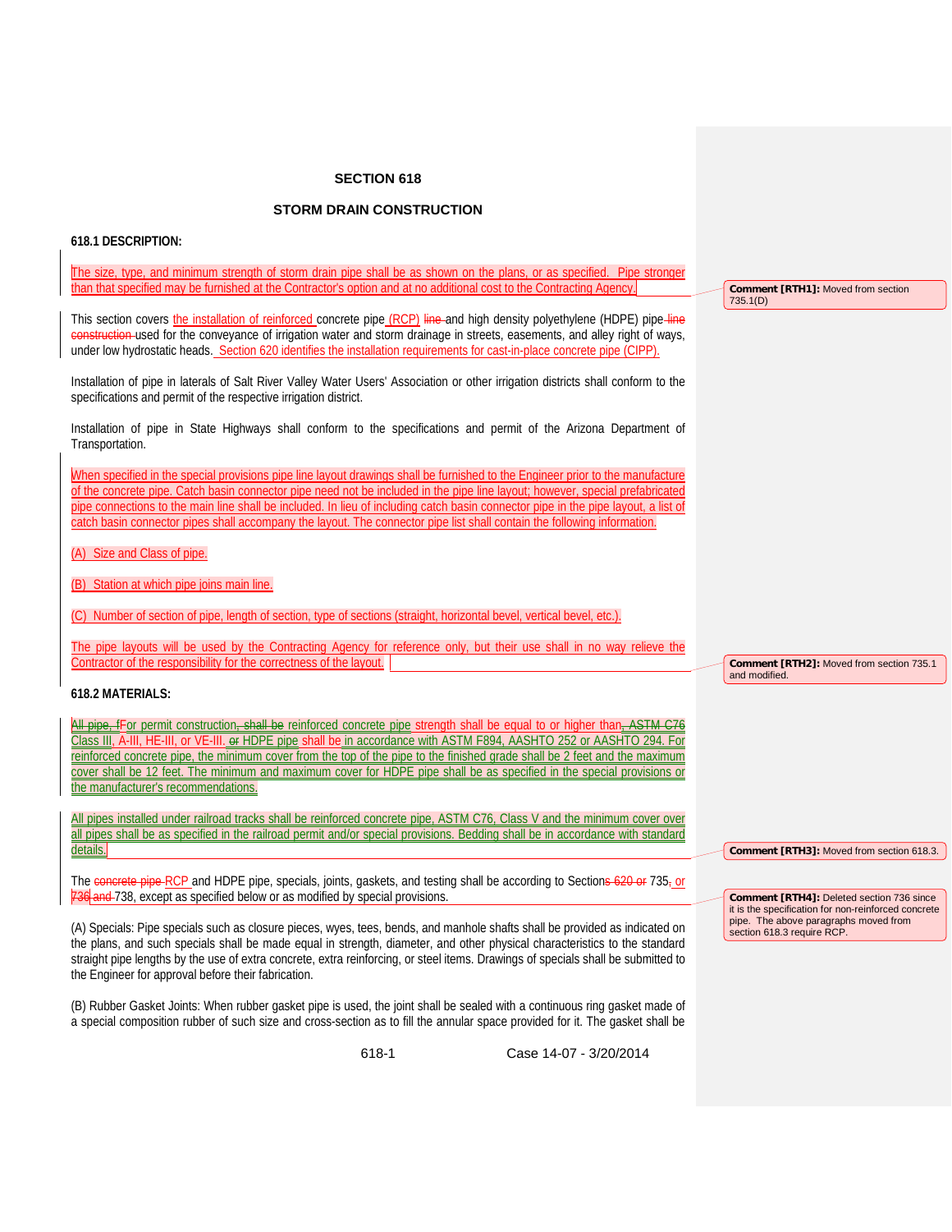## SECTION 618

## STORM DRAIN CONSTRUCTION

**618.1 DESCRIPTION:**

The size, type, and minimum strength of storm drain pipe shall be as shown on the plans, or as specified. Pipe stronger than that specified may be furnished at the Contractor's option and at no additional cost to the Contracting Agency.

> **Comment [RTH1]:** Moved from section 735.1(D)

This section covers the installation of reinforced concrete pipe (RCP) ~~line~~ and high density polyethylene (HDPE) pipe ~~line construction~~ used for the conveyance of irrigation water and storm drainage in streets, easements, and alley right of ways, under low hydrostatic heads. Section 620 identifies the installation requirements for cast-in-place concrete pipe (CIPP).

Installation of pipe in laterals of Salt River Valley Water Users' Association or other irrigation districts shall conform to the specifications and permit of the respective irrigation district.

Installation of pipe in State Highways shall conform to the specifications and permit of the Arizona Department of Transportation.

When specified in the special provisions pipe line layout drawings shall be furnished to the Engineer prior to the manufacture of the concrete pipe. Catch basin connector pipe need not be included in the pipe line layout; however, special prefabricated pipe connections to the main line shall be included. In lieu of including catch basin connector pipe in the pipe layout, a list of catch basin connector pipes shall accompany the layout. The connector pipe list shall contain the following information.

(A) Size and Class of pipe.

(B) Station at which pipe joins main line.

(C) Number of section of pipe, length of section, type of sections (straight, horizontal bevel, vertical bevel, etc.).

The pipe layouts will be used by the Contracting Agency for reference only, but their use shall in no way relieve the Contractor of the responsibility for the correctness of the layout.

> **Comment [RTH2]:** Moved from section 735.1 and modified.

**618.2 MATERIALS:**

~~All pipe, f~~For permit construction~~, shall be~~ reinforced concrete pipe strength shall be equal to or higher than~~, ASTM C76~~ Class III, A-III, HE-III, or VE-III. ~~or~~ HDPE pipe shall be in accordance with ASTM F894, AASHTO 252 or AASHTO 294. For reinforced concrete pipe, the minimum cover from the top of the pipe to the finished grade shall be 2 feet and the maximum cover shall be 12 feet. The minimum and maximum cover for HDPE pipe shall be as specified in the special provisions or the manufacturer's recommendations.

All pipes installed under railroad tracks shall be reinforced concrete pipe, ASTM C76, Class V and the minimum cover over all pipes shall be as specified in the railroad permit and/or special provisions. Bedding shall be in accordance with standard details.

> **Comment [RTH3]:** Moved from section 618.3.

The ~~concrete pipe~~ RCP and HDPE pipe, specials, joints, gaskets, and testing shall be according to Section~~s 620 or~~ 735~~,~~ or ~~736~~ ~~and~~ 738, except as specified below or as modified by special provisions.

> **Comment [RTH4]:** Deleted section 736 since it is the specification for non-reinforced concrete pipe. The above paragraphs moved from section 618.3 require RCP.

(A) Specials: Pipe specials such as closure pieces, wyes, tees, bends, and manhole shafts shall be provided as indicated on the plans, and such specials shall be made equal in strength, diameter, and other physical characteristics to the standard straight pipe lengths by the use of extra concrete, extra reinforcing, or steel items. Drawings of specials shall be submitted to the Engineer for approval before their fabrication.

(B) Rubber Gasket Joints: When rubber gasket pipe is used, the joint shall be sealed with a continuous ring gasket made of a special composition rubber of such size and cross-section as to fill the annular space provided for it. The gasket shall be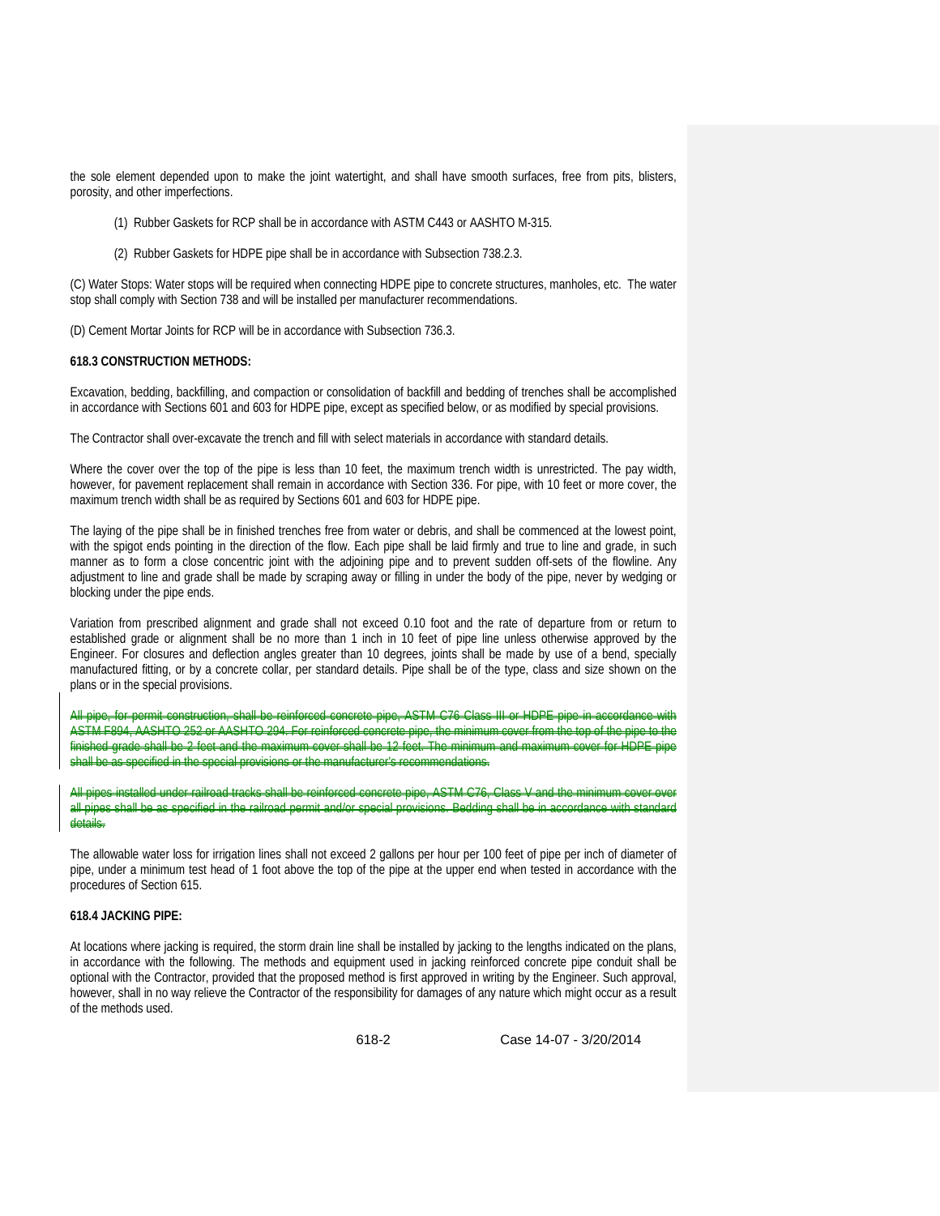the sole element depended upon to make the joint watertight, and shall have smooth surfaces, free from pits, blisters, porosity, and other imperfections.

(1) Rubber Gaskets for RCP shall be in accordance with ASTM C443 or AASHTO M-315.

(2) Rubber Gaskets for HDPE pipe shall be in accordance with Subsection 738.2.3.

(C) Water Stops: Water stops will be required when connecting HDPE pipe to concrete structures, manholes, etc. The water stop shall comply with Section 738 and will be installed per manufacturer recommendations.

(D) Cement Mortar Joints for RCP will be in accordance with Subsection 736.3.

**618.3 CONSTRUCTION METHODS:**

Excavation, bedding, backfilling, and compaction or consolidation of backfill and bedding of trenches shall be accomplished in accordance with Sections 601 and 603 for HDPE pipe, except as specified below, or as modified by special provisions.

The Contractor shall over-excavate the trench and fill with select materials in accordance with standard details.

Where the cover over the top of the pipe is less than 10 feet, the maximum trench width is unrestricted. The pay width, however, for pavement replacement shall remain in accordance with Section 336. For pipe, with 10 feet or more cover, the maximum trench width shall be as required by Sections 601 and 603 for HDPE pipe.

The laying of the pipe shall be in finished trenches free from water or debris, and shall be commenced at the lowest point, with the spigot ends pointing in the direction of the flow. Each pipe shall be laid firmly and true to line and grade, in such manner as to form a close concentric joint with the adjoining pipe and to prevent sudden off-sets of the flowline. Any adjustment to line and grade shall be made by scraping away or filling in under the body of the pipe, never by wedging or blocking under the pipe ends.

Variation from prescribed alignment and grade shall not exceed 0.10 foot and the rate of departure from or return to established grade or alignment shall be no more than 1 inch in 10 feet of pipe line unless otherwise approved by the Engineer. For closures and deflection angles greater than 10 degrees, joints shall be made by use of a bend, specially manufactured fitting, or by a concrete collar, per standard details. Pipe shall be of the type, class and size shown on the plans or in the special provisions.

~~All pipe, for permit construction, shall be reinforced concrete pipe, ASTM C76 Class III or HDPE pipe in accordance with ASTM F894, AASHTO 252 or AASHTO 294. For reinforced concrete pipe, the minimum cover from the top of the pipe to the finished grade shall be 2 feet and the maximum cover shall be 12 feet. The minimum and maximum cover for HDPE pipe shall be as specified in the special provisions or the manufacturer's recommendations.~~

~~All pipes installed under railroad tracks shall be reinforced concrete pipe, ASTM C76, Class V and the minimum cover over all pipes shall be as specified in the railroad permit and/or special provisions. Bedding shall be in accordance with standard details.~~

The allowable water loss for irrigation lines shall not exceed 2 gallons per hour per 100 feet of pipe per inch of diameter of pipe, under a minimum test head of 1 foot above the top of the pipe at the upper end when tested in accordance with the procedures of Section 615.

**618.4 JACKING PIPE:**

At locations where jacking is required, the storm drain line shall be installed by jacking to the lengths indicated on the plans, in accordance with the following. The methods and equipment used in jacking reinforced concrete pipe conduit shall be optional with the Contractor, provided that the proposed method is first approved in writing by the Engineer. Such approval, however, shall in no way relieve the Contractor of the responsibility for damages of any nature which might occur as a result of the methods used.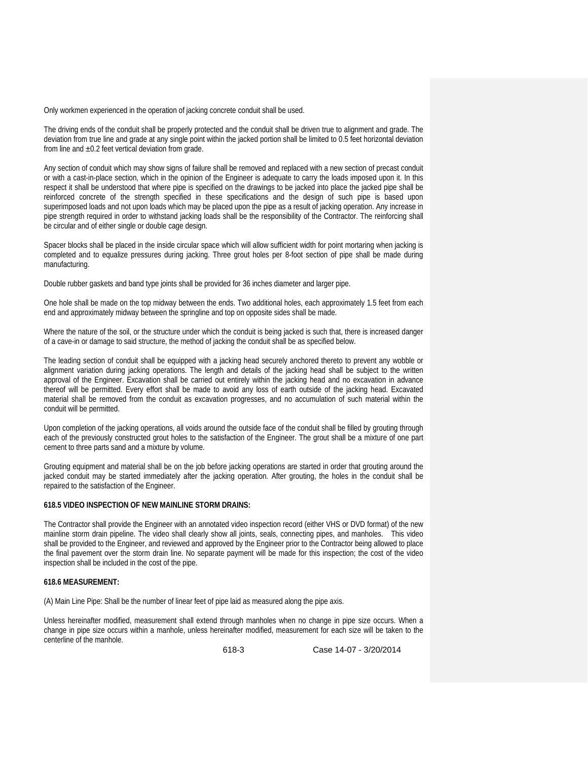Only workmen experienced in the operation of jacking concrete conduit shall be used.

The driving ends of the conduit shall be properly protected and the conduit shall be driven true to alignment and grade. The deviation from true line and grade at any single point within the jacked portion shall be limited to 0.5 feet horizontal deviation from line and ±0.2 feet vertical deviation from grade.

Any section of conduit which may show signs of failure shall be removed and replaced with a new section of precast conduit or with a cast-in-place section, which in the opinion of the Engineer is adequate to carry the loads imposed upon it. In this respect it shall be understood that where pipe is specified on the drawings to be jacked into place the jacked pipe shall be reinforced concrete of the strength specified in these specifications and the design of such pipe is based upon superimposed loads and not upon loads which may be placed upon the pipe as a result of jacking operation. Any increase in pipe strength required in order to withstand jacking loads shall be the responsibility of the Contractor. The reinforcing shall be circular and of either single or double cage design.

Spacer blocks shall be placed in the inside circular space which will allow sufficient width for point mortaring when jacking is completed and to equalize pressures during jacking. Three grout holes per 8-foot section of pipe shall be made during manufacturing.

Double rubber gaskets and band type joints shall be provided for 36 inches diameter and larger pipe.

One hole shall be made on the top midway between the ends. Two additional holes, each approximately 1.5 feet from each end and approximately midway between the springline and top on opposite sides shall be made.

Where the nature of the soil, or the structure under which the conduit is being jacked is such that, there is increased danger of a cave-in or damage to said structure, the method of jacking the conduit shall be as specified below.

The leading section of conduit shall be equipped with a jacking head securely anchored thereto to prevent any wobble or alignment variation during jacking operations. The length and details of the jacking head shall be subject to the written approval of the Engineer. Excavation shall be carried out entirely within the jacking head and no excavation in advance thereof will be permitted. Every effort shall be made to avoid any loss of earth outside of the jacking head. Excavated material shall be removed from the conduit as excavation progresses, and no accumulation of such material within the conduit will be permitted.

Upon completion of the jacking operations, all voids around the outside face of the conduit shall be filled by grouting through each of the previously constructed grout holes to the satisfaction of the Engineer. The grout shall be a mixture of one part cement to three parts sand and a mixture by volume.

Grouting equipment and material shall be on the job before jacking operations are started in order that grouting around the jacked conduit may be started immediately after the jacking operation. After grouting, the holes in the conduit shall be repaired to the satisfaction of the Engineer.

**618.5 VIDEO INSPECTION OF NEW MAINLINE STORM DRAINS:**

The Contractor shall provide the Engineer with an annotated video inspection record (either VHS or DVD format) of the new mainline storm drain pipeline. The video shall clearly show all joints, seals, connecting pipes, and manholes. This video shall be provided to the Engineer, and reviewed and approved by the Engineer prior to the Contractor being allowed to place the final pavement over the storm drain line. No separate payment will be made for this inspection; the cost of the video inspection shall be included in the cost of the pipe.

**618.6 MEASUREMENT:**

(A) Main Line Pipe: Shall be the number of linear feet of pipe laid as measured along the pipe axis.

Unless hereinafter modified, measurement shall extend through manholes when no change in pipe size occurs. When a change in pipe size occurs within a manhole, unless hereinafter modified, measurement for each size will be taken to the centerline of the manhole.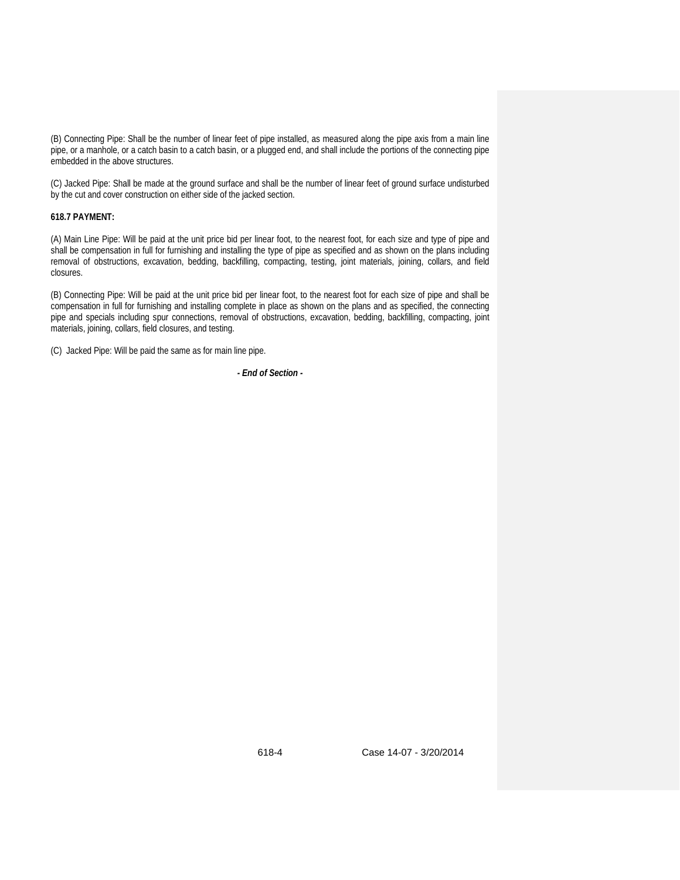(B) Connecting Pipe: Shall be the number of linear feet of pipe installed, as measured along the pipe axis from a main line pipe, or a manhole, or a catch basin to a catch basin, or a plugged end, and shall include the portions of the connecting pipe embedded in the above structures.

(C) Jacked Pipe: Shall be made at the ground surface and shall be the number of linear feet of ground surface undisturbed by the cut and cover construction on either side of the jacked section.

**618.7 PAYMENT:**

(A) Main Line Pipe: Will be paid at the unit price bid per linear foot, to the nearest foot, for each size and type of pipe and shall be compensation in full for furnishing and installing the type of pipe as specified and as shown on the plans including removal of obstructions, excavation, bedding, backfilling, compacting, testing, joint materials, joining, collars, and field closures.

(B) Connecting Pipe: Will be paid at the unit price bid per linear foot, to the nearest foot for each size of pipe and shall be compensation in full for furnishing and installing complete in place as shown on the plans and as specified, the connecting pipe and specials including spur connections, removal of obstructions, excavation, bedding, backfilling, compacting, joint materials, joining, collars, field closures, and testing.

(C) Jacked Pipe: Will be paid the same as for main line pipe.

***- End of Section -***